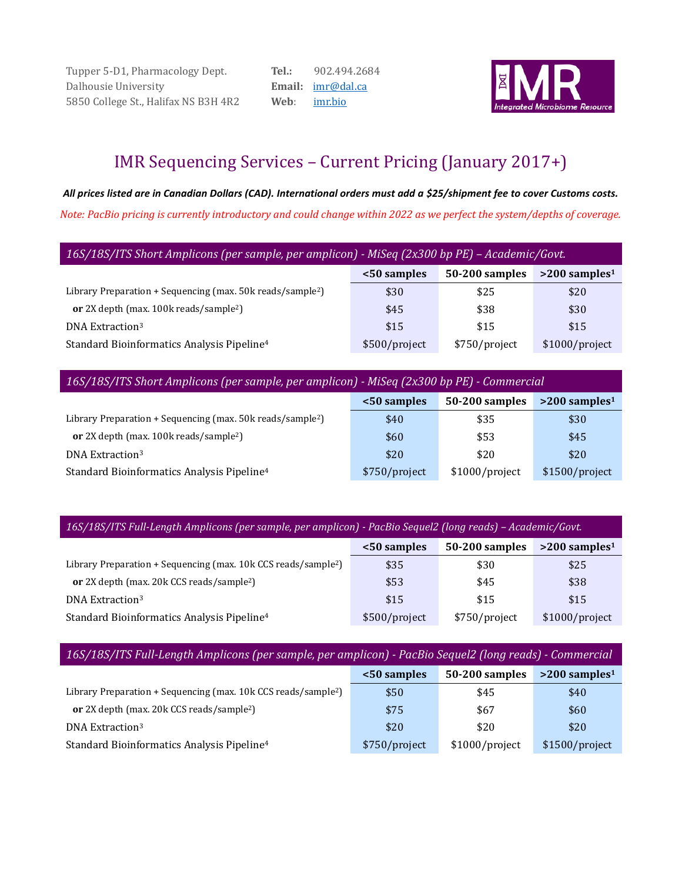Tupper 5-D1, Pharmacology Dept.
Dalhousie University
5850 College St., Halifax NS B3H 4R2

**Tel.:** 902.494.2684
**Email:** imr@dal.ca
**Web**: imr.bio

IMR Integrated Microbiome Resource

# IMR Sequencing Services – Current Pricing (January 2017+)

***All prices listed are in Canadian Dollars (CAD). International orders must add a $25/shipment fee to cover Customs costs.***

*Note: PacBio pricing is currently introductory and could change within 2022 as we perfect the system/depths of coverage.*

| *16S/18S/ITS Short Amplicons (per sample, per amplicon) - MiSeq (2x300 bp PE) – Academic/Govt.* | | | |
|---|---|---|---|
| | **<50 samples** | **50-200 samples** | **>200 samples[1]** |
| Library Preparation + Sequencing (max. 50k reads/sample[2]) | $30 | $25 | $20 |
| **or** 2X depth (max. 100k reads/sample[2]) | $45 | $38 | $30 |
| DNA Extraction[3] | $15 | $15 | $15 |
| Standard Bioinformatics Analysis Pipeline[4] | $500/project | $750/project | $1000/project |

| *16S/18S/ITS Short Amplicons (per sample, per amplicon) - MiSeq (2x300 bp PE) - Commercial* | | | |
|---|---|---|---|
| | **<50 samples** | **50-200 samples** | **>200 samples[1]** |
| Library Preparation + Sequencing (max. 50k reads/sample[2]) | $40 | $35 | $30 |
| **or** 2X depth (max. 100k reads/sample[2]) | $60 | $53 | $45 |
| DNA Extraction[3] | $20 | $20 | $20 |
| Standard Bioinformatics Analysis Pipeline[4] | $750/project | $1000/project | $1500/project |

| *16S/18S/ITS Full-Length Amplicons (per sample, per amplicon) - PacBio Sequel2 (long reads) – Academic/Govt.* | | | |
|---|---|---|---|
| | **<50 samples** | **50-200 samples** | **>200 samples[1]** |
| Library Preparation + Sequencing (max. 10k CCS reads/sample[2]) | $35 | $30 | $25 |
| **or** 2X depth (max. 20k CCS reads/sample[2]) | $53 | $45 | $38 |
| DNA Extraction[3] | $15 | $15 | $15 |
| Standard Bioinformatics Analysis Pipeline[4] | $500/project | $750/project | $1000/project |

| *16S/18S/ITS Full-Length Amplicons (per sample, per amplicon) - PacBio Sequel2 (long reads) - Commercial* | | | |
|---|---|---|---|
| | **<50 samples** | **50-200 samples** | **>200 samples[1]** |
| Library Preparation + Sequencing (max. 10k CCS reads/sample[2]) | $50 | $45 | $40 |
| **or** 2X depth (max. 20k CCS reads/sample[2]) | $75 | $67 | $60 |
| DNA Extraction[3] | $20 | $20 | $20 |
| Standard Bioinformatics Analysis Pipeline[4] | $750/project | $1000/project | $1500/project |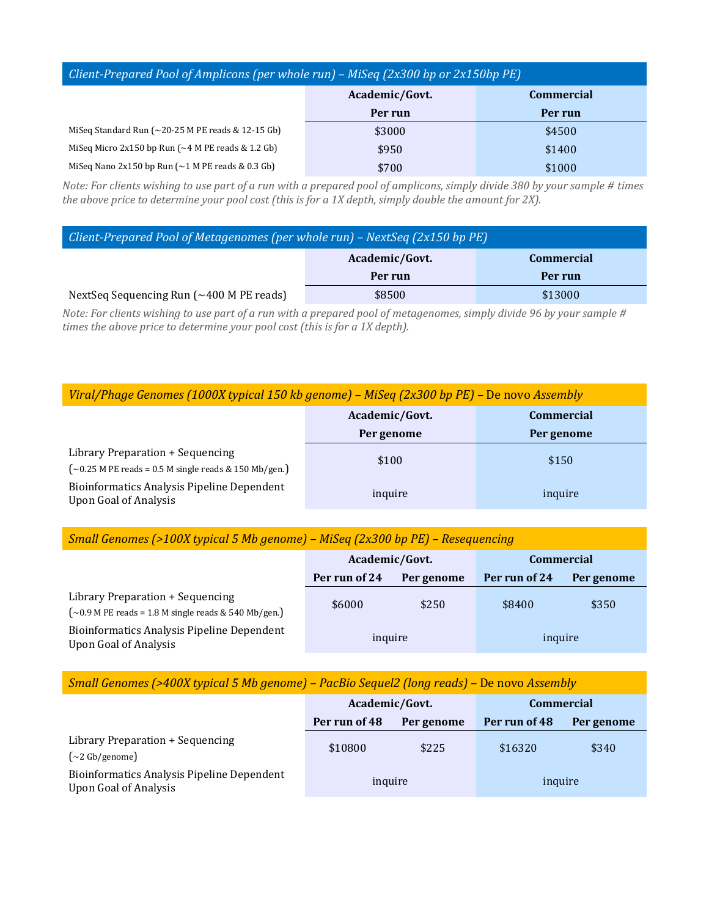## *Client-Prepared Pool of Amplicons (per whole run) – MiSeq (2x300 bp or 2x150bp PE)*

| | Academic/Govt. | Commercial |
|---|---|---|
| | Per run | Per run |
| MiSeq Standard Run (~20-25 M PE reads & 12-15 Gb) | $3000 | $4500 |
| MiSeq Micro 2x150 bp Run (~4 M PE reads & 1.2 Gb) | $950 | $1400 |
| MiSeq Nano 2x150 bp Run (~1 M PE reads & 0.3 Gb) | $700 | $1000 |

*Note: For clients wishing to use part of a run with a prepared pool of amplicons, simply divide 380 by your sample # times the above price to determine your pool cost (this is for a 1X depth, simply double the amount for 2X).*

## *Client-Prepared Pool of Metagenomes (per whole run) – NextSeq (2x150 bp PE)*

| | Academic/Govt. | Commercial |
|---|---|---|
| | Per run | Per run |
| NextSeq Sequencing Run (~400 M PE reads) | $8500 | $13000 |

*Note: For clients wishing to use part of a run with a prepared pool of metagenomes, simply divide 96 by your sample # times the above price to determine your pool cost (this is for a 1X depth).*

## *Viral/Phage Genomes (1000X typical 150 kb genome) – MiSeq (2x300 bp PE) –* De novo *Assembly*

| | Academic/Govt. | Commercial |
|---|---|---|
| | Per genome | Per genome |
| Library Preparation + Sequencing (~0.25 M PE reads = 0.5 M single reads & 150 Mb/gen.) | $100 | $150 |
| Bioinformatics Analysis Pipeline Dependent Upon Goal of Analysis | inquire | inquire |

## *Small Genomes (>100X typical 5 Mb genome) – MiSeq (2x300 bp PE) – Resequencing*

| | Academic/Govt. | | Commercial | |
|---|---|---|---|---|
| | Per run of 24 | Per genome | Per run of 24 | Per genome |
| Library Preparation + Sequencing (~0.9 M PE reads = 1.8 M single reads & 540 Mb/gen.) | $6000 | $250 | $8400 | $350 |
| Bioinformatics Analysis Pipeline Dependent Upon Goal of Analysis | inquire | | inquire | |

## *Small Genomes (>400X typical 5 Mb genome) – PacBio Sequel2 (long reads) –* De novo *Assembly*

| | Academic/Govt. | | Commercial | |
|---|---|---|---|---|
| | Per run of 48 | Per genome | Per run of 48 | Per genome |
| Library Preparation + Sequencing (~2 Gb/genome) | $10800 | $225 | $16320 | $340 |
| Bioinformatics Analysis Pipeline Dependent Upon Goal of Analysis | inquire | | inquire | |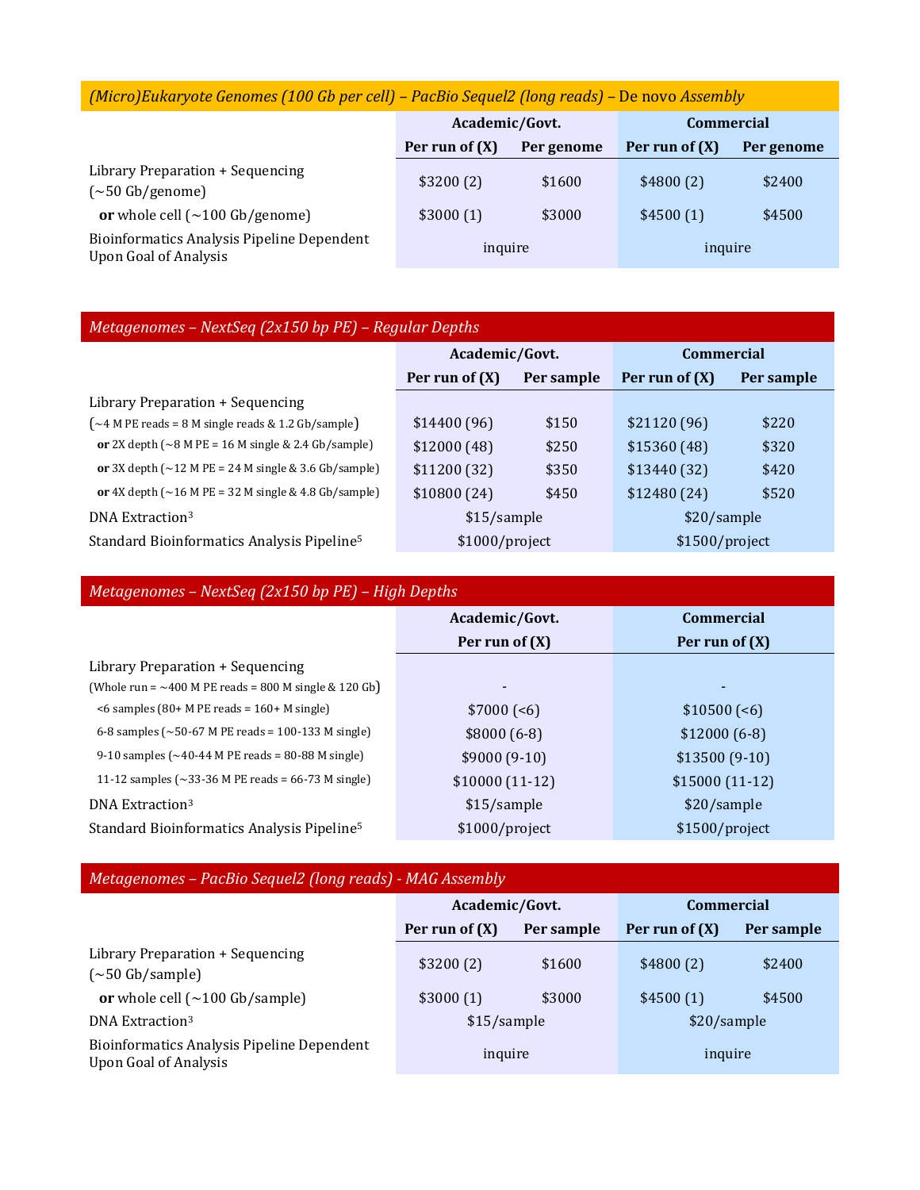## *(Micro)Eukaryote Genomes (100 Gb per cell) – PacBio Sequel2 (long reads) –* De novo *Assembly*

| | Academic/Govt. | | Commercial | |
|---|---|---|---|---|
| | **Per run of (X)** | **Per genome** | **Per run of (X)** | **Per genome** |
| Library Preparation + Sequencing (~50 Gb/genome) | $3200 (2) | $1600 | $4800 (2) | $2400 |
| **or** whole cell (~100 Gb/genome) | $3000 (1) | $3000 | $4500 (1) | $4500 |
| Bioinformatics Analysis Pipeline Dependent Upon Goal of Analysis | inquire | | inquire | |

## *Metagenomes – NextSeq (2x150 bp PE) – Regular Depths*

| | Academic/Govt. | | Commercial | |
|---|---|---|---|---|
| | **Per run of (X)** | **Per sample** | **Per run of (X)** | **Per sample** |
| Library Preparation + Sequencing (~4 M PE reads = 8 M single reads & 1.2 Gb/sample) | $14400 (96) | $150 | $21120 (96) | $220 |
| **or** 2X depth (~8 M PE = 16 M single & 2.4 Gb/sample) | $12000 (48) | $250 | $15360 (48) | $320 |
| **or** 3X depth (~12 M PE = 24 M single & 3.6 Gb/sample) | $11200 (32) | $350 | $13440 (32) | $420 |
| **or** 4X depth (~16 M PE = 32 M single & 4.8 Gb/sample) | $10800 (24) | $450 | $12480 (24) | $520 |
| DNA Extraction[3] | $15/sample | | $20/sample | |
| Standard Bioinformatics Analysis Pipeline[5] | $1000/project | | $1500/project | |

## *Metagenomes – NextSeq (2x150 bp PE) – High Depths*

| | Academic/Govt. | Commercial |
|---|---|---|
| | **Per run of (X)** | **Per run of (X)** |
| Library Preparation + Sequencing (Whole run = ~400 M PE reads = 800 M single & 120 Gb) | - | - |
| <6 samples (80+ M PE reads = 160+ M single) | $7000 (<6) | $10500 (<6) |
| 6-8 samples (~50-67 M PE reads = 100-133 M single) | $8000 (6-8) | $12000 (6-8) |
| 9-10 samples (~40-44 M PE reads = 80-88 M single) | $9000 (9-10) | $13500 (9-10) |
| 11-12 samples (~33-36 M PE reads = 66-73 M single) | $10000 (11-12) | $15000 (11-12) |
| DNA Extraction[3] | $15/sample | $20/sample |
| Standard Bioinformatics Analysis Pipeline[5] | $1000/project | $1500/project |

## *Metagenomes – PacBio Sequel2 (long reads) - MAG Assembly*

| | Academic/Govt. | | Commercial | |
|---|---|---|---|---|
| | **Per run of (X)** | **Per sample** | **Per run of (X)** | **Per sample** |
| Library Preparation + Sequencing (~50 Gb/sample) | $3200 (2) | $1600 | $4800 (2) | $2400 |
| **or** whole cell (~100 Gb/sample) | $3000 (1) | $3000 | $4500 (1) | $4500 |
| DNA Extraction[3] | $15/sample | | $20/sample | |
| Bioinformatics Analysis Pipeline Dependent Upon Goal of Analysis | inquire | | inquire | |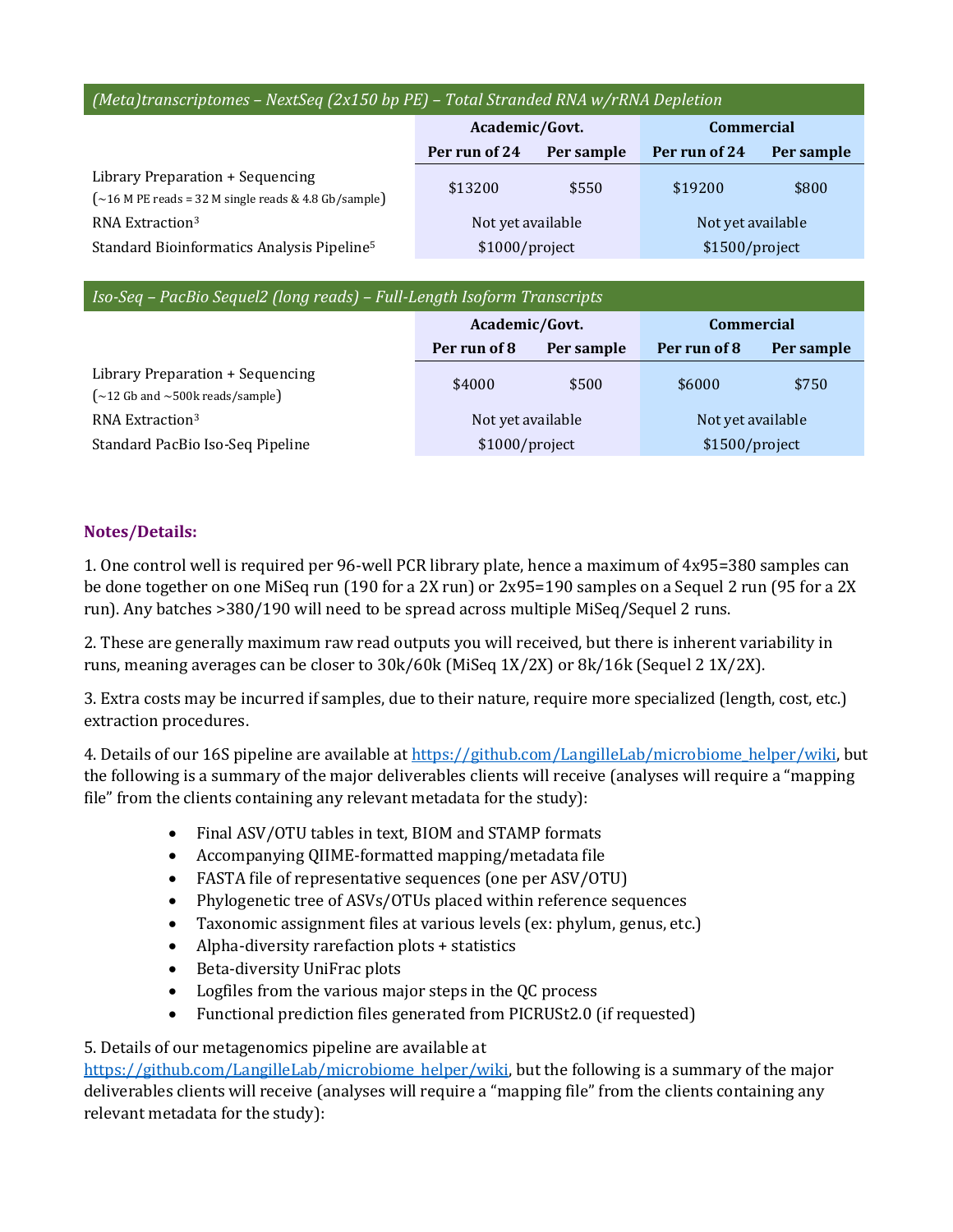| *(Meta)transcriptomes – NextSeq (2x150 bp PE) – Total Stranded RNA w/rRNA Depletion* | | | | |
|---|---|---|---|---|
| | **Academic/Govt.** | | **Commercial** | |
| | **Per run of 24** | **Per sample** | **Per run of 24** | **Per sample** |
| Library Preparation + Sequencing (~16 M PE reads = 32 M single reads & 4.8 Gb/sample) | $13200 | $550 | $19200 | $800 |
| RNA Extraction[3] | Not yet available | | Not yet available | |
| Standard Bioinformatics Analysis Pipeline[5] | $1000/project | | $1500/project | |

| *Iso-Seq – PacBio Sequel2 (long reads) – Full-Length Isoform Transcripts* | | | | |
|---|---|---|---|---|
| | **Academic/Govt.** | | **Commercial** | |
| | **Per run of 8** | **Per sample** | **Per run of 8** | **Per sample** |
| Library Preparation + Sequencing (~12 Gb and ~500k reads/sample) | $4000 | $500 | $6000 | $750 |
| RNA Extraction[3] | Not yet available | | Not yet available | |
| Standard PacBio Iso-Seq Pipeline | $1000/project | | $1500/project | |

**Notes/Details:**

1. One control well is required per 96-well PCR library plate, hence a maximum of 4x95=380 samples can be done together on one MiSeq run (190 for a 2X run) or 2x95=190 samples on a Sequel 2 run (95 for a 2X run). Any batches >380/190 will need to be spread across multiple MiSeq/Sequel 2 runs.

2. These are generally maximum raw read outputs you will received, but there is inherent variability in runs, meaning averages can be closer to 30k/60k (MiSeq 1X/2X) or 8k/16k (Sequel 2 1X/2X).

3. Extra costs may be incurred if samples, due to their nature, require more specialized (length, cost, etc.) extraction procedures.

4. Details of our 16S pipeline are available at https://github.com/LangilleLab/microbiome_helper/wiki, but the following is a summary of the major deliverables clients will receive (analyses will require a "mapping file" from the clients containing any relevant metadata for the study):

- Final ASV/OTU tables in text, BIOM and STAMP formats
- Accompanying QIIME-formatted mapping/metadata file
- FASTA file of representative sequences (one per ASV/OTU)
- Phylogenetic tree of ASVs/OTUs placed within reference sequences
- Taxonomic assignment files at various levels (ex: phylum, genus, etc.)
- Alpha-diversity rarefaction plots + statistics
- Beta-diversity UniFrac plots
- Logfiles from the various major steps in the QC process
- Functional prediction files generated from PICRUSt2.0 (if requested)

5. Details of our metagenomics pipeline are available at https://github.com/LangilleLab/microbiome_helper/wiki, but the following is a summary of the major deliverables clients will receive (analyses will require a "mapping file" from the clients containing any relevant metadata for the study):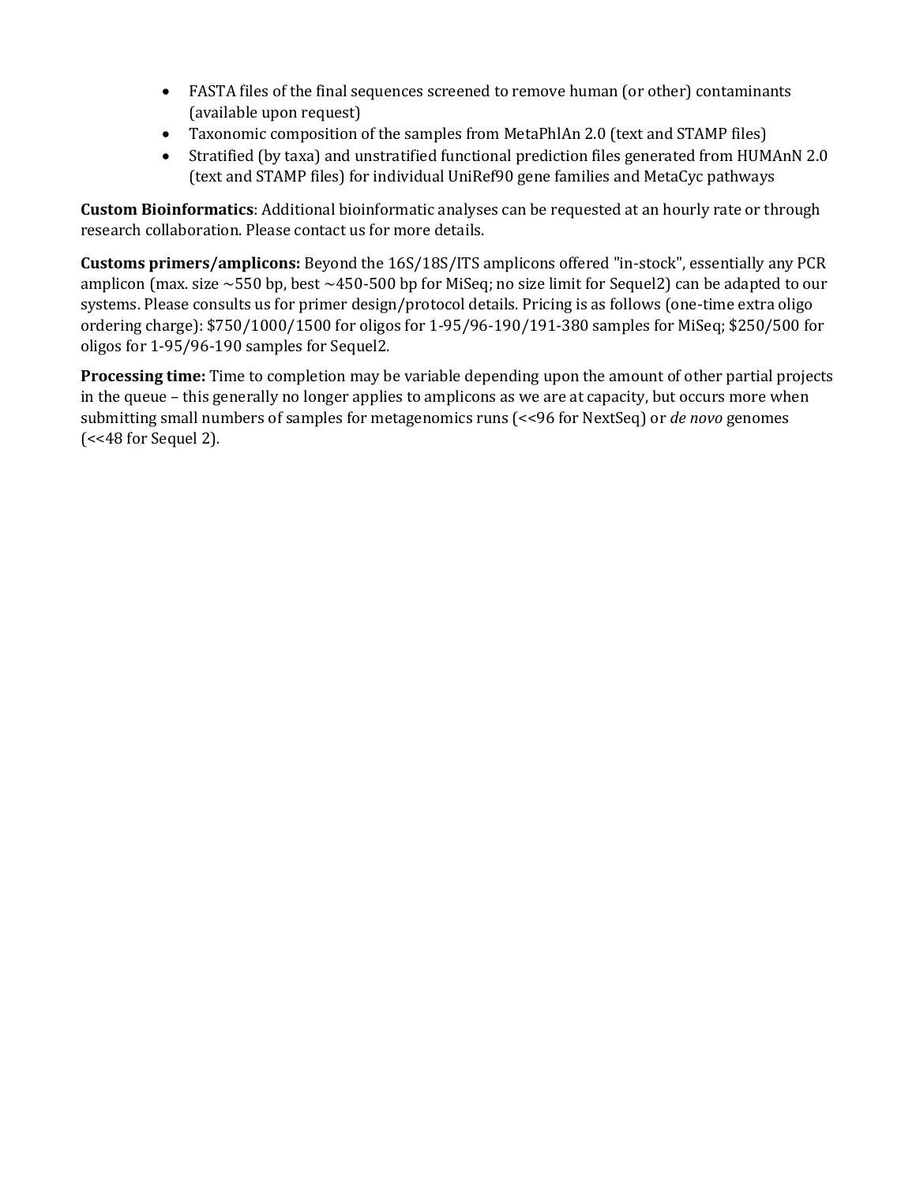- FASTA files of the final sequences screened to remove human (or other) contaminants (available upon request)
- Taxonomic composition of the samples from MetaPhlAn 2.0 (text and STAMP files)
- Stratified (by taxa) and unstratified functional prediction files generated from HUMAnN 2.0 (text and STAMP files) for individual UniRef90 gene families and MetaCyc pathways

**Custom Bioinformatics**: Additional bioinformatic analyses can be requested at an hourly rate or through research collaboration. Please contact us for more details.

**Customs primers/amplicons:** Beyond the 16S/18S/ITS amplicons offered "in-stock", essentially any PCR amplicon (max. size ~550 bp, best ~450-500 bp for MiSeq; no size limit for Sequel2) can be adapted to our systems. Please consults us for primer design/protocol details. Pricing is as follows (one-time extra oligo ordering charge): $750/1000/1500 for oligos for 1-95/96-190/191-380 samples for MiSeq; $250/500 for oligos for 1-95/96-190 samples for Sequel2.

**Processing time:** Time to completion may be variable depending upon the amount of other partial projects in the queue – this generally no longer applies to amplicons as we are at capacity, but occurs more when submitting small numbers of samples for metagenomics runs (<<96 for NextSeq) or *de novo* genomes (<<48 for Sequel 2).